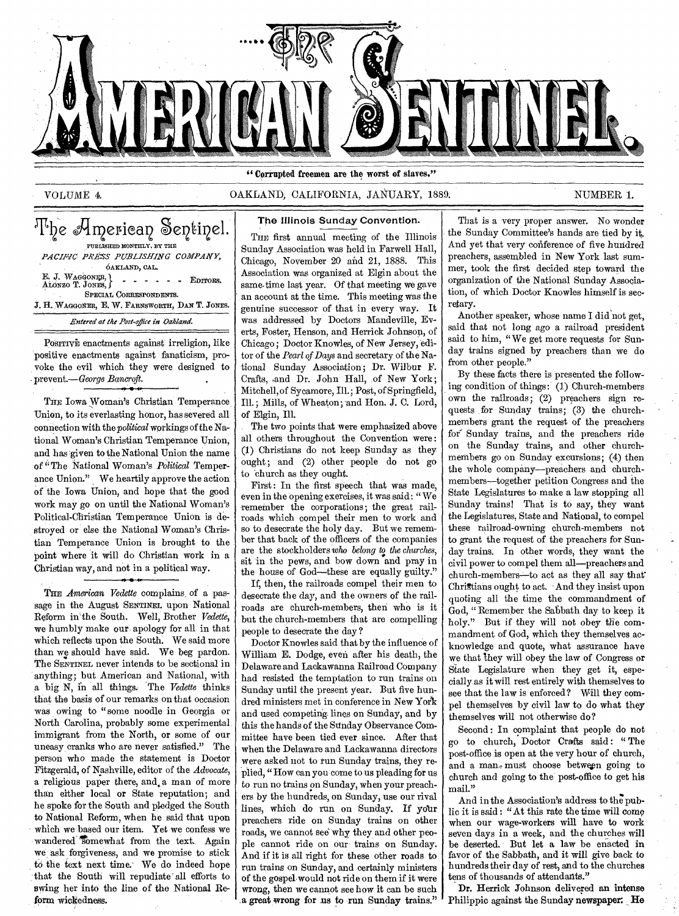# The American Sentinel.

"Corrupted freemen are the worst of slaves."

VOLUME 4. OAKLAND, CALIFORNIA, JANUARY, 1889. NUMBER 1.

## The American Sentinel.

PUBLISHED MONTHLY, BY THE

*PACIFIC PRESS PUBLISHING COMPANY,*

OAKLAND, CAL.

E. J. WAGGONER, ALONZO T. JONES, } - - - - - - EDITORS.

SPECIAL CORRESPONDENTS.

J. H. WAGGONER, E. W. FARNSWORTH, DAN T. JONES.

*Entered at the Post-office in Oakland.*

POSITIVE enactments against irreligion, like positive enactments against fanaticism, provoke the evil which they were designed to prevent.—*George Bancroft.*

THE Iowa Woman's Christian Temperance Union, to its everlasting honor, has severed all connection with the *political* workings of the National Woman's Christian Temperance Union, and has given to the National Union the name of "The National Woman's *Political* Temperance Union." We heartily approve the action of the Iowa Union, and hope that the good work may go on until the National Woman's Political-Christian Temperance Union is destroyed or else the National Woman's Christian Temperance Union is brought to the point where it will do Christian work in a Christian way, and not in a political way.

THE *American Vedette* complains of a passage in the August SENTINEL upon National Reform in the South. Well, Brother *Vedette*, we humbly make our apology for all in that which reflects upon the South. We said more than we should have said. We beg pardon. The SENTINEL never intends to be sectional in anything; but American and National, with a big N, in all things. The *Vedette* thinks that the basis of our remarks on that occasion was owing to "some noodle in Georgia or North Carolina, probably some experimental immigrant from the North, or some of our uneasy cranks who are never satisfied." The person who made the statement is Doctor Fitzgerald, of Nashville, editor of the *Advocate*, a religious paper there, and a man of more than either local or State reputation; and he spoke for the South and pledged the South to National Reform, when he said that upon which we based our item. Yet we confess we wandered somewhat from the text. Again we ask forgiveness, and we promise to stick to the text next time. We do indeed hope that the South will repudiate all efforts to swing her into the line of the National Reform wickedness.

### The Illinois Sunday Convention.

THE first annual meeting of the Illinois Sunday Association was held in Farwell Hall, Chicago, November 20 and 21, 1888. This Association was organized at Elgin about the same time last year. Of that meeting we gave an account at the time. This meeting was the genuine successor of that in every way. It was addressed by Doctors Mandeville, Everts, Foster, Henson, and Herrick Johnson, of Chicago; Doctor Knowles, of New Jersey, editor of the *Pearl of Days* and secretary of the National Sunday Association; Dr. Wilbur F. Crafts, and Dr. John Hall, of New York; Mitchell, of Sycamore, Ill.; Post, of Springfield, Ill.; Mills, of Wheaton; and Hon. J. C. Lord, of Elgin, Ill.

The two points that were emphasized above all others throughout the Convention were: (1) Christians do not keep Sunday as they ought; and (2) other people do not go to church as they ought.

First: In the first speech that was made, even in the opening exercises, it was said: "We remember the corporations; the great railroads which compel their men to work and so to desecrate the holy day. But we remember that back of the officers of the companies are the stockholders *who belong to the churches*, sit in the pews, and bow down and pray in the house of God—these are equally guilty."

If, then, the railroads compel their men to desecrate the day, and the owners of the railroads are church-members, then who is it but the church-members that are compelling people to desecrate the day?

Doctor Knowles said that by the influence of William E. Dodge, even after his death, the Delaware and Lackawanna Railroad Company had resisted the temptation to run trains on Sunday until the present year. But five hundred ministers met in conference in New York and used competing lines on Sunday, and by this the hands of the Sunday Observance Committee have been tied ever since. After that when the Delaware and Lackawanna directors were asked not to run Sunday trains, they replied, "How can you come to us pleading for us to run no trains on Sunday, when your preachers by the hundreds, on Sunday, use our rival lines, which do run on Sunday. If your preachers ride on Sunday trains on other roads, we cannot see why they and other people cannot ride on our trains on Sunday. And if it is all right for these other roads to run trains on Sunday, and certainly ministers of the gospel would not ride on them if it were wrong, then we cannot see how it can be such a great wrong for us to run Sunday trains."

That is a very proper answer. No wonder the Sunday Committee's hands are tied by it. And yet that very conference of five hundred preachers, assembled in New York last summer, took the first decided step toward the organization of the National Sunday Association, of which Doctor Knowles himself is secretary.

Another speaker, whose name I did not get, said that not long ago a railroad president said to him, "We get more requests for Sunday trains signed by preachers than we do from other people."

By these facts there is presented the following condition of things: (1) Church-members own the railroads; (2) preachers sign requests for Sunday trains; (3) the church-members grant the request of the preachers for Sunday trains, and the preachers ride on the Sunday trains, and other church-members go on Sunday excursions; (4) then the whole company—preachers and church-members—together petition Congress and the State Legislatures to make a law stopping all Sunday trains! That is to say, they want the Legislatures, State and National, to compel these railroad-owning church-members not to grant the request of the preachers for Sunday trains. In other words, they want the civil power to compel them all—preachers and church-members—to act as they all say that Christians ought to act. And they insist upon quoting all the time the commandment of God, "Remember the Sabbath day to keep it holy." But if they will not obey the commandment of God, which they themselves acknowledge and quote, what assurance have we that they will obey the law of Congress or State Legislature when they get it, especially as it will rest entirely with themselves to see that the law is enforced? Will they compel themselves by civil law to do what they themselves will not otherwise do?

Second: In complaint that people do not go to church, Doctor Crafts said: "The post-office is open at the very hour of church, and a man must choose between going to church and going to the post-office to get his mail."

And in the Association's address to the public it is said: "At this rate the time will come when our wage-workers will have to work seven days in a week, and the churches will be deserted. But let a law be enacted in favor of the Sabbath, and it will give back to hundreds their day of rest, and to the churches tens of thousands of attendants."

Dr. Herrick Johnson delivered an intense Philippic against the Sunday newspaper. He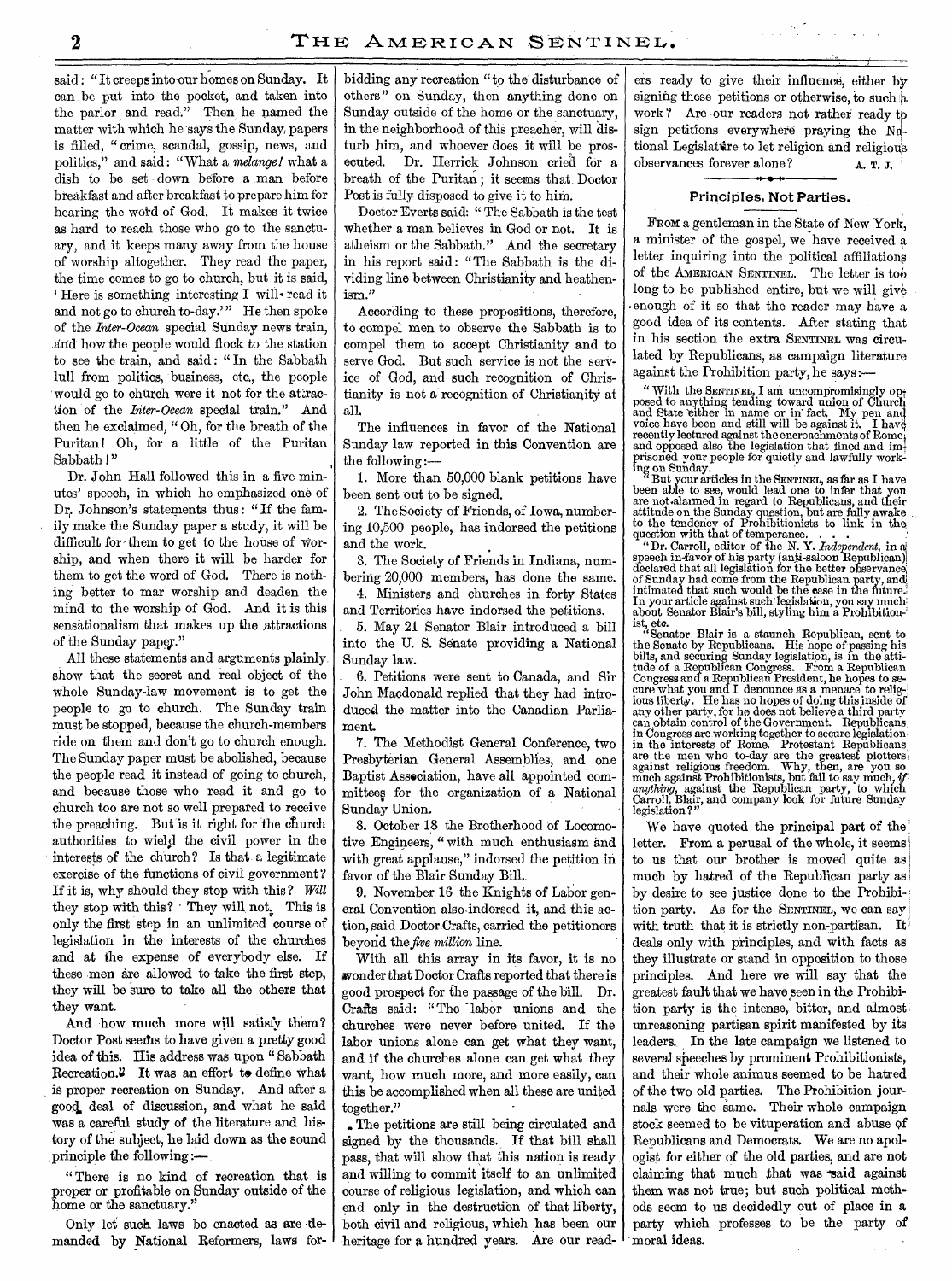said: "It creeps into our homes on Sunday. It can be put into the pocket, and taken into the parlor and read." Then he named the matter with which he says the Sunday papers is filled, "crime, scandal, gossip, news, and politics," and said: "What a *melange!* what a dish to be set down before a man before breakfast and after breakfast to prepare him for hearing the word of God. It makes it twice as hard to reach those who go to the sanctuary, and it keeps many away from the house of worship altogether. They read the paper, the time comes to go to church, but it is said, 'Here is something interesting I will read it and not go to church to-day.'" He then spoke of the *Inter-Ocean* special Sunday news train, and how the people would flock to the station to see the train, and said: "In the Sabbath lull from politics, business, etc., the people would go to church were it not for the attraction of the *Inter-Ocean* special train." And then he exclaimed, "Oh, for the breath of the Puritan! Oh, for a little of the Puritan Sabbath!"

Dr. John Hall followed this in a five minutes' speech, in which he emphasized one of Dr. Johnson's statements thus: "If the family make the Sunday paper a study, it will be difficult for them to get to the house of worship, and when there it will be harder for them to get the word of God. There is nothing better to mar worship and deaden the mind to the worship of God. And it is this sensationalism that makes up the attractions of the Sunday paper."

All these statements and arguments plainly show that the secret and real object of the whole Sunday-law movement is to get the people to go to church. The Sunday train must be stopped, because the church-members ride on them and don't go to church enough. The Sunday paper must be abolished, because the people read it instead of going to church, and because those who read it and go to church too are not so well prepared to receive the preaching. But is it right for the church authorities to wield the civil power in the interests of the church? Is that a legitimate exercise of the functions of civil government? If it is, why should they stop with this? *Will* they stop with this? They will not. This is only the first step in an unlimited course of legislation in the interests of the churches and at the expense of everybody else. If these men are allowed to take the first step, they will be sure to take all the others that they want.

And how much more will satisfy them? Doctor Post seems to have given a pretty good idea of this. His address was upon "Sabbath Recreation." It was an effort to define what is proper recreation on Sunday. And after a good deal of discussion, and what he said was a careful study of the literature and history of the subject, he laid down as the sound principle the following:—

"There is no kind of recreation that is proper or profitable on Sunday outside of the home or the sanctuary."

Only let such laws be enacted as are demanded by National Reformers, laws forbidding any recreation "to the disturbance of others" on Sunday, then anything done on Sunday outside of the home or the sanctuary, in the neighborhood of this preacher, will disturb him, and whoever does it will be prosecuted. Dr. Herrick Johnson cried for a breath of the Puritan; it seems that Doctor Post is fully disposed to give it to him.

Doctor Everts said: "The Sabbath is the test whether a man believes in God or not. It is atheism or the Sabbath." And the secretary in his report said: "The Sabbath is the dividing line between Christianity and heathenism."

According to these propositions, therefore, to compel men to observe the Sabbath is to compel them to accept Christianity and to serve God. But such service is not the service of God, and such recognition of Christianity is not a recognition of Christianity at all.

The influences in favor of the National Sunday law reported in this Convention are the following:—

1. More than 50,000 blank petitions have been sent out to be signed.
2. The Society of Friends, of Iowa, numbering 10,500 people, has indorsed the petitions and the work.
3. The Society of Friends in Indiana, numbering 20,000 members, has done the same.
4. Ministers and churches in forty States and Territories have indorsed the petitions.
5. May 21 Senator Blair introduced a bill into the U. S. Senate providing a National Sunday law.
6. Petitions were sent to Canada, and Sir John Macdonald replied that they had introduced the matter into the Canadian Parliament.
7. The Methodist General Conference, two Presbyterian General Assemblies, and one Baptist Association, have all appointed committees for the organization of a National Sunday Union.
8. October 18 the Brotherhood of Locomotive Engineers, "with much enthusiasm and with great applause," indorsed the petition in favor of the Blair Sunday Bill.
9. November 16 the Knights of Labor general Convention also indorsed it, and this action, said Doctor Crafts, carried the petitioners beyond the *five million* line.

With all this array in its favor, it is no wonder that Doctor Crafts reported that there is good prospect for the passage of the bill. Dr. Crafts said: "The labor unions and the churches were never before united. If the labor unions alone can get what they want, and if the churches alone can get what they want, how much more, and more easily, can this be accomplished when all these are united together."

The petitions are still being circulated and signed by the thousands. If that bill shall pass, that will show that this nation is ready and willing to commit itself to an unlimited course of religious legislation, and which can end only in the destruction of that liberty, both civil and religious, which has been our heritage for a hundred years. Are our readers ready to give their influence, either by signing these petitions or otherwise, to such a work? Are our readers not rather ready to sign petitions everywhere praying the National Legislature to let religion and religious observances forever alone?

A. T. J.

## Principles, Not Parties.

From a gentleman in the State of New York, a minister of the gospel, we have received a letter inquiring into the political affiliations of the American Sentinel. The letter is too long to be published entire, but we will give enough of it so that the reader may have a good idea of its contents. After stating that in his section the extra Sentinel was circulated by Republicans, as campaign literature against the Prohibition party, he says:—

"With the Sentinel, I am uncompromisingly opposed to anything tending toward union of Church and State either in name or in fact. My pen and voice have been and still will be against it. I have recently lectured against the encroachments of Rome, and opposed also the legislation that fined and imprisoned your people for quietly and lawfully working on Sunday.

"But your articles in the Sentinel, as far as I have been able to see, would lead one to infer that you are not alarmed in regard to Republicans, and their attitude on the Sunday question, but are fully awake to the tendency of Prohibitionists to link in the question with that of temperance. . . .

"Dr. Carroll, editor of the N. Y. *Independent*, in a speech in favor of his party (anti-saloon Republican) declared that all legislation for the better observance of Sunday had come from the Republican party, and intimated that such would be the case in the future. In your article against such legislation, you say much about Senator Blair's bill, styling him a Prohibitionist, etc.

"Senator Blair is a staunch Republican, sent to the Senate by Republicans. His hope of passing his bills, and securing Sunday legislation, is in the attitude of a Republican Congress. From a Republican Congress and a Republican President, he hopes to secure what you and I denounce as a menace to religious liberty. He has no hopes of doing this inside of any other party, for he does not believe a third party can obtain control of the Government. Republicans in Congress are working together to secure legislation in the interests of Rome. Protestant Republicans are the men who to-day are the greatest plotters against religious freedom. Why, then, are you so much against Prohibitionists, but fail to say much, *if anything*, against the Republican party, to which Carroll, Blair, and company look for future Sunday legislation?"

We have quoted the principal part of the letter. From a perusal of the whole, it seems to us that our brother is moved quite as much by hatred of the Republican party as by desire to see justice done to the Prohibition party. As for the Sentinel, we can say with truth that it is strictly non-partisan. It deals only with principles, and with facts as they illustrate or stand in opposition to those principles. And here we will say that the greatest fault that we have seen in the Prohibition party is the intense, bitter, and almost unreasoning partisan spirit manifested by its leaders. In the late campaign we listened to several speeches by prominent Prohibitionists, and their whole animus seemed to be hatred of the two old parties. The Prohibition journals were the same. Their whole campaign stock seemed to be vituperation and abuse of Republicans and Democrats. We are no apologist for either of the old parties, and are not claiming that much that was said against them was not true; but such political methods seem to us decidedly out of place in a party which professes to be the party of moral ideas.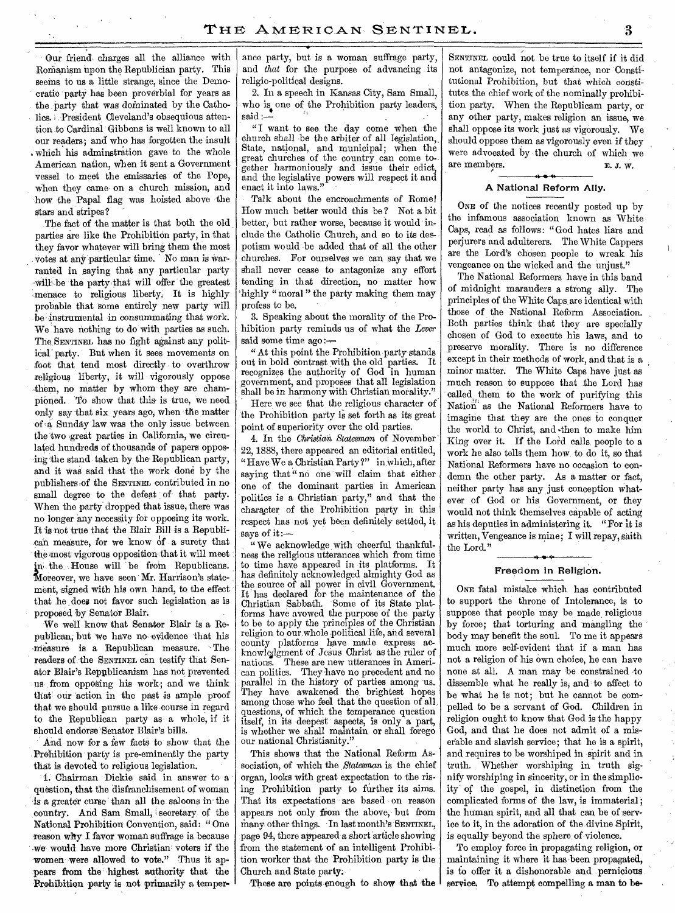Our friend charges all the alliance with Romanism upon the Republican party. This seems to us a little strange, since the Democratic party has been proverbial for years as the party that was dominated by the Catholics. President Cleveland's obsequious attention to Cardinal Gibbons is well known to all our readers; and who has forgotten the insult which his adminstration gave to the whole American nation, when it sent a Government vessel to meet the emissaries of the Pope, when they came on a church mission, and how the Papal flag was hoisted above the stars and stripes?

The fact of the matter is that both the old parties are like the Prohibition party, in that they favor whatever will bring them the most votes at any particular time. No man is warranted in saying that any particular party will be the party that will offer the greatest menace to religious liberty. It is highly probable that some entirely new party will be instrumental in consummating that work. We have nothing to do with parties as such. The SENTINEL has no fight against any political party. But when it sees movements on foot that tend most directly to overthrow religious liberty, it will vigorously oppose them, no matter by whom they are championed. To show that this is true, we need only say that six years ago, when the matter of a Sunday law was the only issue between the two great parties in California, we circulated hundreds of thousands of papers opposing the stand taken by the Republican party, and it was said that the work done by the publishers of the SENTINEL contributed in no small degree to the defeat of that party. When the party dropped that issue, there was no longer any necessity for opposing its work. It is not true that the Blair Bill is a Republican measure, for we know of a surety that the most vigorous opposition that it will meet in the House will be from Republicans. Moreover, we have seen Mr. Harrison's statement, signed with his own hand, to the effect that he does not favor such legislation as is proposed by Senator Blair.

We well know that Senator Blair is a Republican, but we have no evidence that his measure is a Republican measure. The readers of the SENTINEL can testify that Senator Blair's Republicanism has not prevented us from opposing his work; and we think that our action in the past is ample proof that we should pursue a like course in regard to the Republican party as a whole, if it should endorse Senator Blair's bills.

And now for a few facts to show that the Prohibition party is pre-eminently the party that is devoted to religious legislation.

1. Chairman Dickie said in answer to a question, that the disfranchisement of woman is a greater curse than all the saloons in the country. And Sam Small, secretary of the National Prohibition Convention, said: "One reason why I favor woman suffrage is because we would have more Christian voters if the women were allowed to vote." Thus it appears from the highest authority that the Prohibition party is not primarily a temperance party, but is a woman suffrage party, and *that* for the purpose of advancing its religio-political designs.

2. In a speech in Kansas City, Sam Small, who is one of the Prohibition party leaders, said:—

"I want to see the day come when the church shall be the arbiter of all legislation, State, national, and municipal; when the great churches of the country can come together harmoniously and issue their edict, and the legislative powers will respect it and enact it into laws."

Talk about the encroachments of Rome! How much better would this be? Not a bit better, but rather worse, because it would include the Catholic Church, and so to its despotism would be added that of all the other churches. For ourselves we can say that we shall never cease to antagonize any effort tending in that direction, no matter how highly "moral" the party making them may profess to be.

3. Speaking about the morality of the Prohibition party reminds us of what the *Lever* said some time ago:—

"At this point the Prohibition party stands out in bold contrast with the old parties. It recognizes the authority of God in human government, and proposes that all legislation shall be in harmony with Christian morality."

Here we see that the religious character of the Prohibition party is set forth as its great point of superiority over the old parties.

4. In the *Christian Statesman* of November 22, 1888, there appeared an editorial entitled, "Have We a Christian Party?" in which, after saying that "no one will claim that either one of the dominant parties in American politics is a Christian party," and that the character of the Prohibition party in this respect has not yet been definitely settled, it says of it:—

"We acknowledge with cheerful thankfulness the religious utterances which from time to time have appeared in its platforms. It has definitely acknowledged almighty God as the source of all power in civil Government. It has declared for the maintenance of the Christian Sabbath. Some of its State platforms have avowed the purpose of the party to be to apply the principles of the Christian religion to our whole political life, and several county platforms have made express acknowledgment of Jesus Christ as the ruler of nations. These are new utterances in American politics. They have no precedent and no parallel in the history of parties among us. They have awakened the brightest hopes among those who feel that the question of all questions, of which the temperance question itself, in its deepest aspects, is only a part, is whether we shall maintain or shall forego our national Christianity."

This shows that the National Reform Association, of which the *Statesman* is the chief organ, looks with great expectation to the rising Prohibition party to further its aims. That its expectations are based on reason appears not only from the above, but from many other things. In last month's SENTINEL, page 94, there appeared a short article showing from the statement of an intelligent Prohibition worker that the Prohibition party is the Church and State party.

These are points enough to show that the SENTINEL could not be true to itself if it did not antagonize, not temperance, nor Constitutional Prohibition, but that which constitutes the chief work of the nominally prohibition party. When the Republican party, or any other party, makes religion an issue, we shall oppose its work just as vigorously. We should oppose them as vigorously even if they were advocated by the church of which we are members.

E. J. W.

## A National Reform Ally.

ONE of the notices recently posted up by the infamous association known as White Caps, read as follows: "God hates liars and perjurers and adulterers. The White Cappers are the Lord's chosen people to wreak his vengeance on the wicked and the unjust."

The National Reformers have in this band of midnight marauders a strong ally. The principles of the White Caps are identical with those of the National Reform Association. Both parties think that they are specially chosen of God to execute his laws, and to preserve morality. There is no difference except in their methods of work, and that is a minor matter. The White Caps have just as much reason to suppose that the Lord has called them to the work of purifying this Nation as the National Reformers have to imagine that they are the ones to conquer the world to Christ, and then to make him King over it. If the Lord calls people to a work he also tells them how to do it, so that National Reformers have no occasion to condemn the other party. As a matter of fact, neither party has any just conception whatever of God or his Government, or they would not think themselves capable of acting as his deputies in administering it. "For it is written, Vengeance is mine; I will repay, saith the Lord."

## Freedom in Religion.

ONE fatal mistake which has contributed to support the throne of Intolerance, is to suppose that people may be made religious by force; that torturing and mangling the body may benefit the soul. To me it appears much more self-evident that if a man has not a religion of his own choice, he can have none at all. A man may be constrained to dissemble what he really is, and to affect to be what he is not; but he cannot be compelled to be a servant of God. Children in religion ought to know that God is the happy God, and that he does not admit of a miserable and slavish service; that he is a spirit, and requires to be worshiped in spirit and in truth. Whether worshiping in truth signify worshiping in sincerity, or in the simplicity of the gospel, in distinction from the complicated forms of the law, is immaterial; the human spirit, and all that can be of service to it, in the adoration of the divine Spirit, is equally beyond the sphere of violence.

To employ force in propagating religion, or maintaining it where it has been propagated, is to offer it a dishonorable and pernicious service. To attempt compelling a man to be-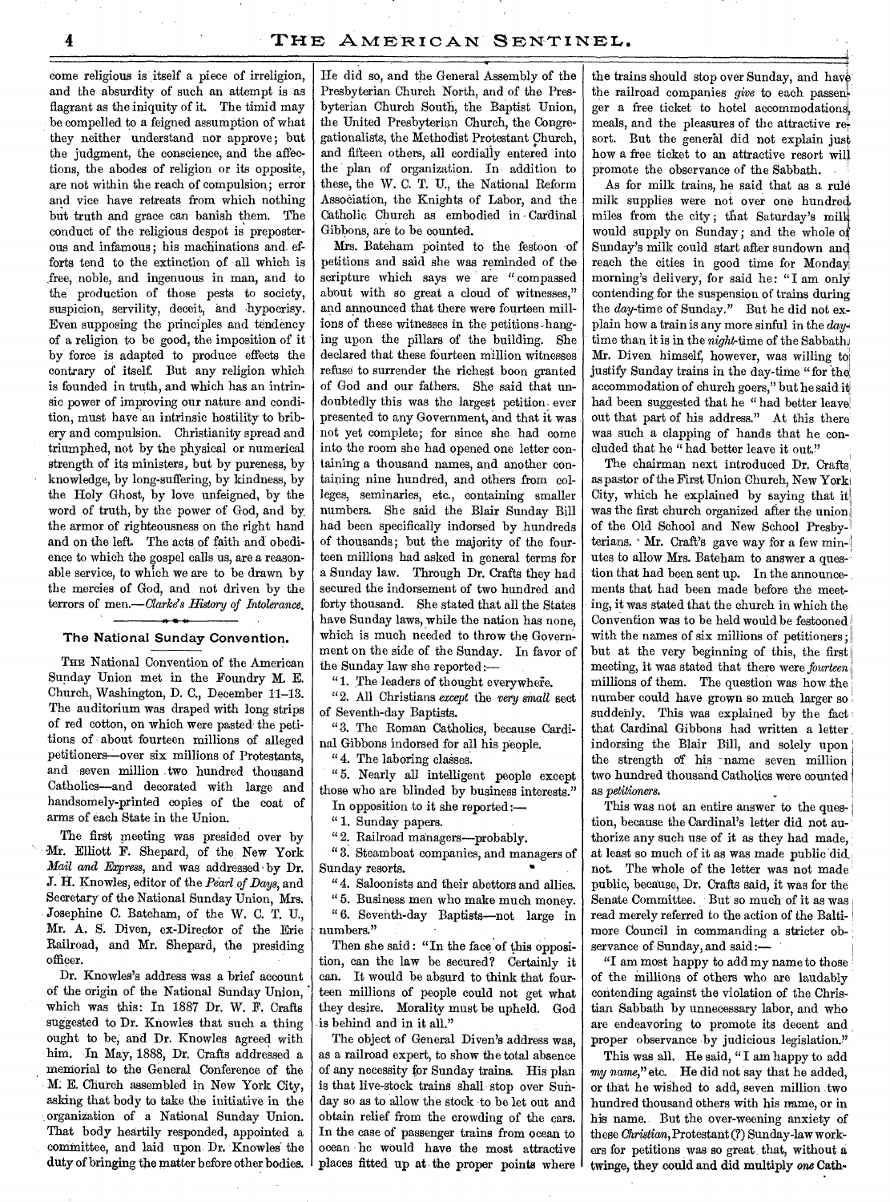come religious is itself a piece of irreligion, and the absurdity of such an attempt is as flagrant as the iniquity of it. The timid may be compelled to a feigned assumption of what they neither understand nor approve; but the judgment, the conscience, and the affections, the abodes of religion or its opposite, are not within the reach of compulsion; error and vice have retreats from which nothing but truth and grace can banish them. The conduct of the religious despot is preposterous and infamous; his machinations and efforts tend to the extinction of all which is free, noble, and ingenuous in man, and to the production of those pests to society, suspicion, servility, deceit, and hypocrisy. Even supposing the principles and tendency of a religion to be good, the imposition of it by force is adapted to produce effects the contrary of itself. But any religion which is founded in truth, and which has an intrinsic power of improving our nature and condition, must have an intrinsic hostility to bribery and compulsion. Christianity spread and triumphed, not by the physical or numerical strength of its ministers, but by pureness, by knowledge, by long-suffering, by kindness, by the Holy Ghost, by love unfeigned, by the word of truth, by the power of God, and by the armor of righteousness on the right hand and on the left. The acts of faith and obedience to which the gospel calls us, are a reasonable service, to which we are to be drawn by the mercies of God, and not driven by the terrors of men.—*Clarke's History of Intolerance.*

## The National Sunday Convention.

THE National Convention of the American Sunday Union met in the Foundry M. E. Church, Washington, D. C., December 11–13. The auditorium was draped with long strips of red cotton, on which were pasted the petitions of about fourteen millions of alleged petitioners—over six millions of Protestants, and seven million two hundred thousand Catholics—and decorated with large and handsomely-printed copies of the coat of arms of each State in the Union.

The first meeting was presided over by Mr. Elliott F. Shepard, of the New York *Mail and Express*, and was addressed by Dr. J. H. Knowles, editor of the *Pearl of Days*, and Secretary of the National Sunday Union, Mrs. Josephine C. Bateham, of the W. C. T. U., Mr. A. S. Diven, ex-Director of the Erie Railroad, and Mr. Shepard, the presiding officer.

Dr. Knowles's address was a brief account of the origin of the National Sunday Union, which was this: In 1887 Dr. W. F. Crafts suggested to Dr. Knowles that such a thing ought to be, and Dr. Knowles agreed with him. In May, 1888, Dr. Crafts addressed a memorial to the General Conference of the M. E. Church assembled in New York City, asking that body to take the initiative in the organization of a National Sunday Union. That body heartily responded, appointed a committee, and laid upon Dr. Knowles the duty of bringing the matter before other bodies. He did so, and the General Assembly of the Presbyterian Church North, and of the Presbyterian Church South, the Baptist Union, the United Presbyterian Church, the Congregationalists, the Methodist Protestant Church, and fifteen others, all cordially entered into the plan of organization. In addition to these, the W. C. T. U., the National Reform Association, the Knights of Labor, and the Catholic Church as embodied in Cardinal Gibbons, are to be counted.

Mrs. Bateham pointed to the festoon of petitions and said she was reminded of the scripture which says we are "compassed about with so great a cloud of witnesses," and announced that there were fourteen millions of these witnesses in the petitions hanging upon the pillars of the building. She declared that these fourteen million witnesses refuse to surrender the richest boon granted of God and our fathers. She said that undoubtedly this was the largest petition ever presented to any Government, and that it was not yet complete; for since she had come into the room she had opened one letter containing a thousand names, and another containing nine hundred, and others from colleges, seminaries, etc., containing smaller numbers. She said the Blair Sunday Bill had been specifically indorsed by hundreds of thousands; but the majority of the fourteen millions had asked in general terms for a Sunday law. Through Dr. Crafts they had secured the indorsement of two hundred and forty thousand. She stated that all the States have Sunday laws, while the nation has none, which is much needed to throw the Government on the side of the Sunday. In favor of the Sunday law she reported:—

"1. The leaders of thought everywhere.

"2. All Christians *except* the *very small* sect of Seventh-day Baptists.

"3. The Roman Catholics, because Cardinal Gibbons indorsed for all his people.

"4. The laboring classes.

"5. Nearly all intelligent people except those who are blinded by business interests."

In opposition to it she reported:—

"1. Sunday papers.

"2. Railroad managers—probably.

"3. Steamboat companies, and managers of Sunday resorts.

"4. Saloonists and their abettors and allies.

"5. Business men who make much money.

"6. Seventh-day Baptists—not large in numbers."

Then she said: "In the face of this opposition, can the law be secured? Certainly it can. It would be absurd to think that fourteen millions of people could not get what they desire. Morality must be upheld. God is behind and in it all."

The object of General Diven's address was, as a railroad expert, to show the total absence of any necessity for Sunday trains. His plan is that live-stock trains shall stop over Sunday so as to allow the stock to be let out and obtain relief from the crowding of the cars. In the case of passenger trains from ocean to ocean he would have the most attractive places fitted up at the proper points where the trains should stop over Sunday, and have the railroad companies *give* to each passenger a free ticket to hotel accommodations, meals, and the pleasures of the attractive resort. But the general did not explain just how a free ticket to an attractive resort will promote the observance of the Sabbath.

As for milk trains, he said that as a rule milk supplies were not over one hundred miles from the city; that Saturday's milk would supply on Sunday; and the whole of Sunday's milk could start after sundown and reach the cities in good time for Monday morning's delivery, for said he: "I am only contending for the suspension of trains during the *day*-time of Sunday." But he did not explain how a train is any more sinful in the *day*-time than it is in the *night*-time of the Sabbath. Mr. Diven himself, however, was willing to justify Sunday trains in the day-time "for the accommodation of church goers," but he said it had been suggested that he "had better leave out that part of his address." At this there was such a clapping of hands that he concluded that he "had better leave it out."

The chairman next introduced Dr. Crafts, as pastor of the First Union Church, New York City, which he explained by saying that it was the first church organized after the union of the Old School and New School Presbyterians. Mr. Craft's gave way for a few minutes to allow Mrs. Bateham to answer a question that had been sent up. In the announcements that had been made before the meeting, it was stated that the church in which the Convention was to be held would be festooned with the names of six millions of petitioners; but at the very beginning of this, the first meeting, it was stated that there were *fourteen* millions of them. The question was how the number could have grown so much larger so suddenly. This was explained by the fact that Cardinal Gibbons had written a letter indorsing the Blair Bill, and solely upon the strength of his name seven million two hundred thousand Catholics were counted as *petitioners*.

This was not an entire answer to the question, because the Cardinal's letter did not authorize any such use of it as they had made, at least so much of it as was made public did not. The whole of the letter was not made public, because, Dr. Crafts said, it was for the Senate Committee. But so much of it as was read merely referred to the action of the Baltimore Council in commanding a stricter observance of Sunday, and said:—

"I am most happy to add my name to those of the millions of others who are laudably contending against the violation of the Christian Sabbath by unnecessary labor, and who are endeavoring to promote its decent and proper observance by judicious legislation."

This was all. He said, "I am happy to add *my name*," etc. He did not say that he added, or that he wished to add, seven million two hundred thousand others with his name, or in his name. But the over-weening anxiety of these *Christian*, Protestant (?) Sunday-law workers for petitions was so great that, without a twinge, they could and did multiply *one* Cath-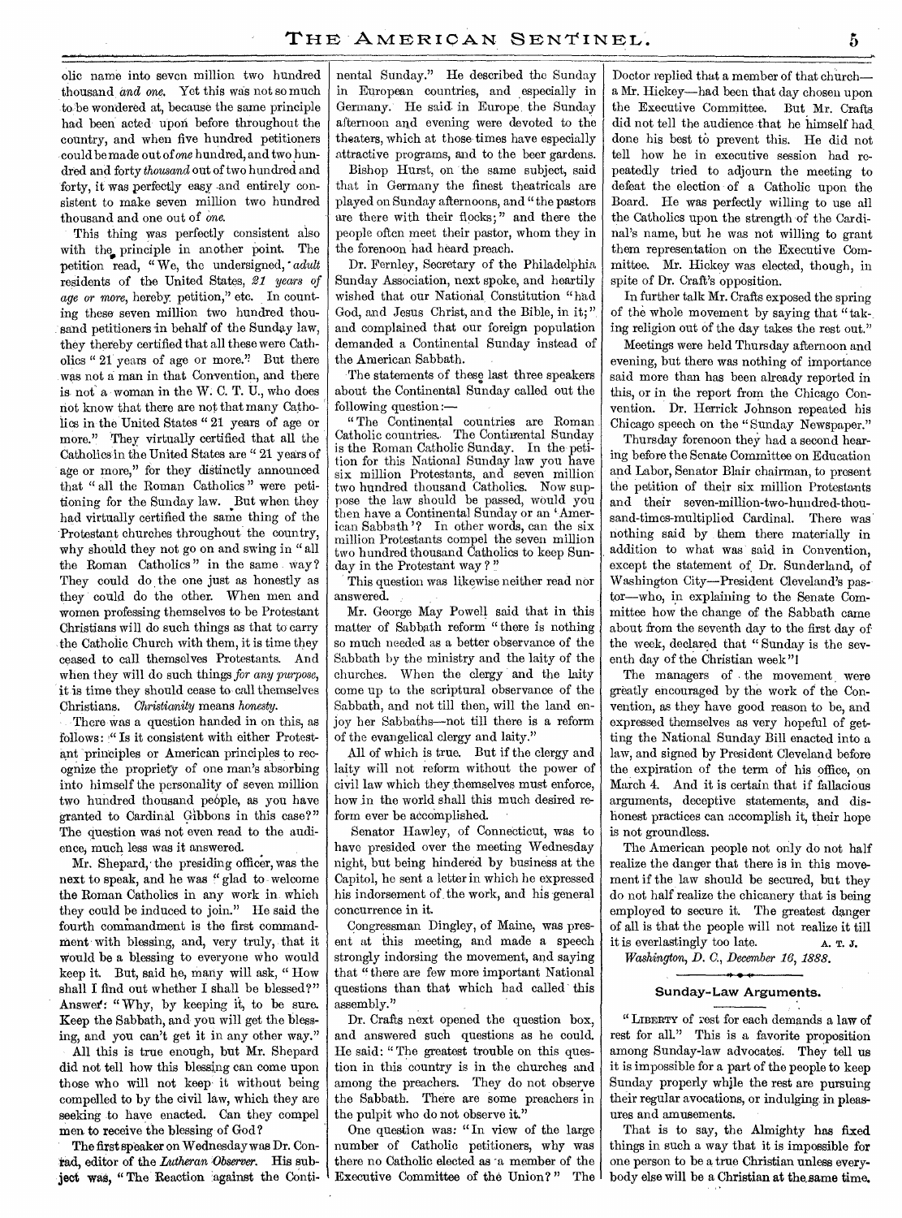olic name into seven million two hundred thousand *and one*. Yet this was not so much to be wondered at, because the same principle had been acted upon before throughout the country, and when five hundred petitioners could be made out of *one* hundred, and two hundred and forty *thousand* out of two hundred and forty, it was perfectly easy and entirely consistent to make seven million two hundred thousand and one out of *one*.

This thing was perfectly consistent also with the principle in another point. The petition read, "We, the undersigned, *adult* residents of the United States, *21 years of age or more*, hereby petition," etc. In counting these seven million two hundred thousand petitioners in behalf of the Sunday law, they thereby certified that all these were Catholics "21 years of age or more." But there was not a man in that Convention, and there is not a woman in the W. C. T. U., who does not know that there are not that many Catholics in the United States "21 years of age or more." They virtually certified that all the Catholics in the United States are "21 years of age or more," for they distinctly announced that "all the Roman Catholics" were petitioning for the Sunday law. But when they had virtually certified the same thing of the Protestant churches throughout the country, why should they not go on and swing in "all the Roman Catholics" in the same way? They could do the one just as honestly as they could do the other. When men and women professing themselves to be Protestant Christians will do such things as that to carry the Catholic Church with them, it is time they ceased to call themselves Protestants. And when they will do such things *for any purpose*, it is time they should cease to call themselves Christians. *Christianity* means *honesty*.

There was a question handed in on this, as follows: "Is it consistent with either Protestant principles or American principles to recognize the propriety of one man's absorbing into himself the personality of seven million two hundred thousand people, as you have granted to Cardinal Gibbons in this case?" The question was not even read to the audience, much less was it answered.

Mr. Shepard, the presiding officer, was the next to speak, and he was "glad to welcome the Roman Catholics in any work in which they could be induced to join." He said the fourth commandment is the first commandment with blessing, and, very truly, that it would be a blessing to everyone who would keep it. But, said he, many will ask, "How shall I find out whether I shall be blessed?" Answer: "Why, by keeping it, to be sure. Keep the Sabbath, and you will get the blessing, and you can't get it in any other way."

All this is true enough, but Mr. Shepard did not tell how this blessing can come upon those who will not keep it without being compelled to by the civil law, which they are seeking to have enacted. Can they compel men to receive the blessing of God?

The first speaker on Wednesday was Dr. Conrad, editor of the *Lutheran Observer*. His subject was, "The Reaction against the Continental Sunday." He described the Sunday in European countries, and especially in Germany. He said in Europe the Sunday afternoon and evening were devoted to the theaters, which at those times have especially attractive programs, and to the beer gardens.

Bishop Hurst, on the same subject, said that in Germany the finest theatricals are played on Sunday afternoons, and "the pastors are there with their flocks;" and there the people often meet their pastor, whom they in the forenoon had heard preach.

Dr. Fernley, Secretary of the Philadelphia Sunday Association, next spoke, and heartily wished that our National Constitution "had God, and Jesus Christ, and the Bible, in it;" and complained that our foreign population demanded a Continental Sunday instead of the American Sabbath.

The statements of these last three speakers about the Continental Sunday called out the following question:—

"The Continental countries are Roman Catholic countries. The Continental Sunday is the Roman Catholic Sunday. In the petition for this National Sunday law you have six million Protestants, and seven million two hundred thousand Catholics. Now suppose the law should be passed, would you then have a Continental Sunday or an 'American Sabbath'? In other words, can the six million Protestants compel the seven million two hundred thousand Catholics to keep Sunday in the Protestant way?"

This question was likewise neither read nor answered.

Mr. George May Powell said that in this matter of Sabbath reform "there is nothing so much needed as a better observance of the Sabbath by the ministry and the laity of the churches. When the clergy and the laity come up to the scriptural observance of the Sabbath, and not till then, will the land enjoy her Sabbaths—not till there is a reform of the evangelical clergy and laity."

All of which is true. But if the clergy and laity will not reform without the power of civil law which they themselves must enforce, how in the world shall this much desired reform ever be accomplished.

Senator Hawley, of Connecticut, was to have presided over the meeting Wednesday night, but being hindered by business at the Capitol, he sent a letter in which he expressed his indorsement of the work, and his general concurrence in it.

Congressman Dingley, of Maine, was present at this meeting, and made a speech strongly indorsing the movement, and saying that "there are few more important National questions than that which had called this assembly."

Dr. Crafts next opened the question box, and answered such questions as he could. He said: "The greatest trouble on this question in this country is in the churches and among the preachers. They do not observe the Sabbath. There are some preachers in the pulpit who do not observe it."

One question was: "In view of the large number of Catholic petitioners, why was there no Catholic elected as a member of the Executive Committee of the Union?" The Doctor replied that a member of that church—a Mr. Hickey—had been that day chosen upon the Executive Committee. But Mr. Crafts did not tell the audience that he himself had done his best to prevent this. He did not tell how he in executive session had repeatedly tried to adjourn the meeting to defeat the election of a Catholic upon the Board. He was perfectly willing to use all the Catholics upon the strength of the Cardinal's name, but he was not willing to grant them representation on the Executive Committee. Mr. Hickey was elected, though, in spite of Dr. Craft's opposition.

In further talk Mr. Crafts exposed the spring of the whole movement by saying that "taking religion out of the day takes the rest out."

Meetings were held Thursday afternoon and evening, but there was nothing of importance said more than has been already reported in this, or in the report from the Chicago Convention. Dr. Herrick Johnson repeated his Chicago speech on the "Sunday Newspaper."

Thursday forenoon they had a second hearing before the Senate Committee on Education and Labor, Senator Blair chairman, to present the petition of their six million Protestants and their seven-million-two-hundred-thousand-times-multiplied Cardinal. There was nothing said by them there materially in addition to what was said in Convention, except the statement of Dr. Sunderland, of Washington City—President Cleveland's pastor—who, in explaining to the Senate Committee how the change of the Sabbath came about from the seventh day to the first day of the week, declared that "Sunday is the seventh day of the Christian week"!

The managers of the movement were greatly encouraged by the work of the Convention, as they have good reason to be, and expressed themselves as very hopeful of getting the National Sunday Bill enacted into a law, and signed by President Cleveland before the expiration of the term of his office, on March 4. And it is certain that if fallacious arguments, deceptive statements, and dishonest practices can accomplish it, their hope is not groundless.

The American people not only do not half realize the danger that there is in this movement if the law should be secured, but they do not half realize the chicanery that is being employed to secure it. The greatest danger of all is that the people will not realize it till it is everlastingly too late. A. T. J.

*Washington, D. C., December 16, 1888.*

## Sunday-Law Arguments.

"Liberty of rest for each demands a law of rest for all." This is a favorite proposition among Sunday-law advocates. They tell us it is impossible for a part of the people to keep Sunday properly while the rest are pursuing their regular avocations, or indulging in pleasures and amusements.

That is to say, the Almighty has fixed things in such a way that it is impossible for one person to be a true Christian unless everybody else will be a Christian at the same time.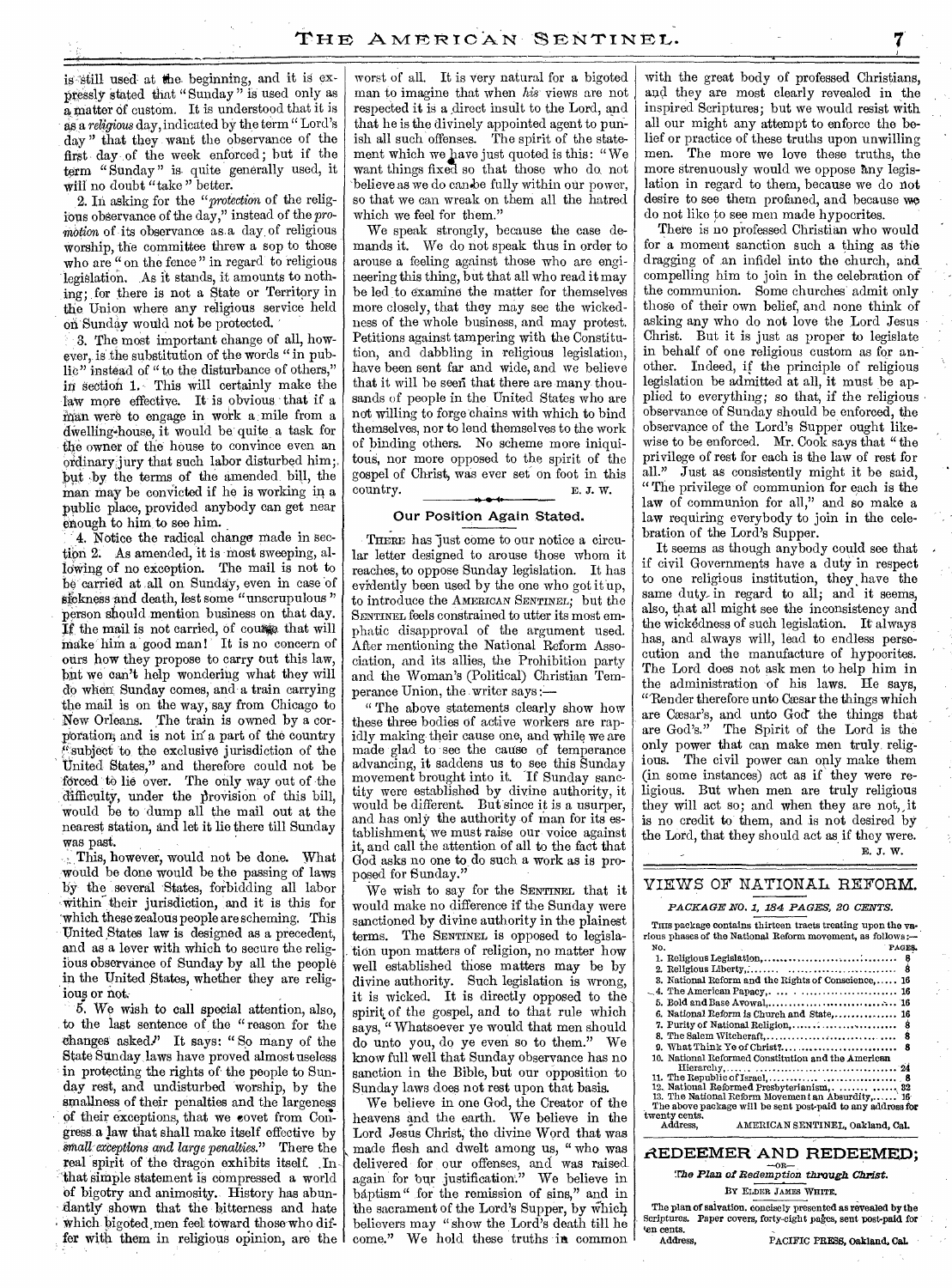is still used at the beginning, and it is expressly stated that "Sunday" is used only as a matter of custom. It is understood that it is as a *religious* day, indicated by the term "Lord's day" that they want the observance of the first day of the week enforced; but if the term "Sunday" is quite generally used, it will no doubt "take" better.

2. In asking for the "*protection* of the religious observance of the day," instead of the *promotion* of its observance as a day of religious worship, the committee threw a sop to those who are "on the fence" in regard to religious legislation. As it stands, it amounts to nothing; for there is not a State or Territory in the Union where any religious service held on Sunday would not be protected.

3. The most important change of all, however, is the substitution of the words "in public" instead of "to the disturbance of others," in section 1. This will certainly make the law more effective. It is obvious that if a man were to engage in work a mile from a dwelling-house, it would be quite a task for the owner of the house to convince even an ordinary jury that such labor disturbed him; but by the terms of the amended bill, the man may be convicted if he is working in a public place, provided anybody can get near enough to him to see him.

4. Notice the radical change made in section 2. As amended, it is most sweeping, allowing of no exception. The mail is not to be carried at all on Sunday, even in case of sickness and death, lest some "unscrupulous" person should mention business on that day. If the mail is not carried, of course that will make him a good man! It is no concern of ours how they propose to carry out this law, but we can't help wondering what they will do when Sunday comes, and a train carrying the mail is on the way, say from Chicago to New Orleans. The train is owned by a corporation, and is not in a part of the country "subject to the exclusive jurisdiction of the United States," and therefore could not be forced to lie over. The only way out of the difficulty, under the provision of this bill, would be to dump all the mail out at the nearest station, and let it lie there till Sunday was past.

This, however, would not be done. What would be done would be the passing of laws by the several States, forbidding all labor within their jurisdiction, and it is this for which these zealous people are scheming. This United States law is designed as a precedent, and as a lever with which to secure the religious observance of Sunday by all the people in the United States, whether they are religious or not.

5. We wish to call special attention, also, to the last sentence of the "reason for the changes asked." It says: "So many of the State Sunday laws have proved almost useless in protecting the rights of the people to Sunday rest, and undisturbed worship, by the smallness of their penalties and the largeness of their exceptions, that we covet from Congress a law that shall make itself effective by *small exceptions and large penalties*." There the real spirit of the dragon exhibits itself. In that simple statement is compressed a world of bigotry and animosity. History has abundantly shown that the bitterness and hate which bigoted men feel toward those who differ with them in religious opinion, are the worst of all. It is very natural for a bigoted man to imagine that when *his* views are not respected it is a direct insult to the Lord, and that he is the divinely appointed agent to punish all such offenses. The spirit of the statement which we have just quoted is this: "We want things fixed so that those who do not believe as we do can be fully within our power, so that we can wreak on them all the hatred which we feel for them."

We speak strongly, because the case demands it. We do not speak thus in order to arouse a feeling against those who are engineering this thing, but that all who read it may be led to examine the matter for themselves more closely, that they may see the wickedness of the whole business, and may protest. Petitions against tampering with the Constitution, and dabbling in religious legislation, have been sent far and wide, and we believe that it will be seen that there are many thousands of people in the United States who are not willing to forge chains with which to bind themselves, nor to lend themselves to the work of binding others. No scheme more iniquitous, nor more opposed to the spirit of the gospel of Christ, was ever set on foot in this country.

E. J. W.

## Our Position Again Stated.

THERE has just come to our notice a circular letter designed to arouse those whom it reaches, to oppose Sunday legislation. It has evidently been used by the one who got it up, to introduce the AMERICAN SENTINEL; but the SENTINEL feels constrained to utter its most emphatic disapproval of the argument used. After mentioning the National Reform Association, and its allies, the Prohibition party and the Woman's (Political) Christian Temperance Union, the writer says:—

"The above statements clearly show how these three bodies of active workers are rapidly making their cause one, and while we are made glad to see the cause of temperance advancing, it saddens us to see this Sunday movement brought into it. If Sunday sanctity were established by divine authority, it would be different. But since it is a usurper, and has only the authority of man for its establishment, we must raise our voice against it, and call the attention of all to the fact that God asks no one to do such a work as is proposed for Sunday."

We wish to say for the SENTINEL that it would make no difference if the Sunday were sanctioned by divine authority in the plainest terms. The SENTINEL is opposed to legislation upon matters of religion, no matter how well established those matters may be by divine authority. Such legislation is wrong, it is wicked. It is directly opposed to the spirit of the gospel, and to that rule which says, "Whatsoever ye would that men should do unto you, do ye even so to them." We know full well that Sunday observance has no sanction in the Bible, but our opposition to Sunday laws does not rest upon that basis.

We believe in one God, the Creator of the heavens and the earth. We believe in the Lord Jesus Christ, the divine Word that was made flesh and dwelt among us, "who was delivered for our offenses, and was raised again for our justification." We believe in baptism "for the remission of sins," and in the sacrament of the Lord's Supper, by which believers may "show the Lord's death till he come." We hold these truths in common with the great body of professed Christians, and they are most clearly revealed in the inspired Scriptures; but we would resist with all our might any attempt to enforce the belief or practice of these truths upon unwilling men. The more we love these truths, the more strenuously would we oppose any legislation in regard to them, because we do not desire to see them profaned, and because we do not like to see men made hypocrites.

There is no professed Christian who would for a moment sanction such a thing as the dragging of an infidel into the church, and compelling him to join in the celebration of the communion. Some churches admit only those of their own belief, and none think of asking any who do not love the Lord Jesus Christ. But it is just as proper to legislate in behalf of one religious custom as for another. Indeed, if the principle of religious legislation be admitted at all, it must be applied to everything; so that, if the religious observance of Sunday should be enforced, the observance of the Lord's Supper ought likewise to be enforced. Mr. Cook says that "the privilege of rest for each is the law of rest for all." Just as consistently might it be said, "The privilege of communion for each is the law of communion for all," and so make a law requiring everybody to join in the celebration of the Lord's Supper.

It seems as though anybody could see that if civil Governments have a duty in respect to one religious institution, they have the same duty in regard to all; and it seems, also, that all might see the inconsistency and the wickedness of such legislation. It always has, and always will, lead to endless persecution and the manufacture of hypocrites. The Lord does not ask men to help him in the administration of his laws. He says, "Render therefore unto Cæsar the things which are Cæsar's, and unto God the things that are God's." The Spirit of the Lord is the only power that can make men truly religious. The civil power can only make them (in some instances) act as if they were religious. But when men are truly religious they will act so; and when they are not, it is no credit to them, and is not desired by the Lord, that they should act as if they were.

E. J. W.

## VIEWS OF NATIONAL REFORM.

*PACKAGE NO. 1, 184 PAGES, 20 CENTS.*

THIS package contains thirteen tracts treating upon the various phases of the National Reform movement, as follows:—

| No. | | PAGES. |
|---|---|---|
| 1. | Religious Legislation | 8 |
| 2. | Religious Liberty | 8 |
| 3. | National Reform and the Rights of Conscience | 16 |
| 4. | The American Papacy | 16 |
| 5. | Bold and Base Avowal | 16 |
| 6. | National Reform is Church and State | 16 |
| 7. | Purity of National Religion | 8 |
| 8. | The Salem Witchcraft | 8 |
| 9. | What Think Ye of Christ? | 8 |
| 10. | National Reformed Constitution and the American Hierarchy | 24 |
| 11. | The Republic of Israel | 8 |
| 12. | National Reformed Presbyterianism | 32 |
| 13. | The National Reform Movement an Absurdity | 16 |

The above package will be sent post-paid to any address for twenty cents.

Address, AMERICAN SENTINEL, Oakland, Cal.

## REDEEMER AND REDEEMED;

—OR—

*The Plan of Redemption through Christ.*

BY ELDER JAMES WHITE.

The plan of salvation, concisely presented as revealed by the Scriptures. Paper covers, forty-eight pages, sent post-paid for ten cents.

Address, PACIFIC PRESS, Oakland, Cal.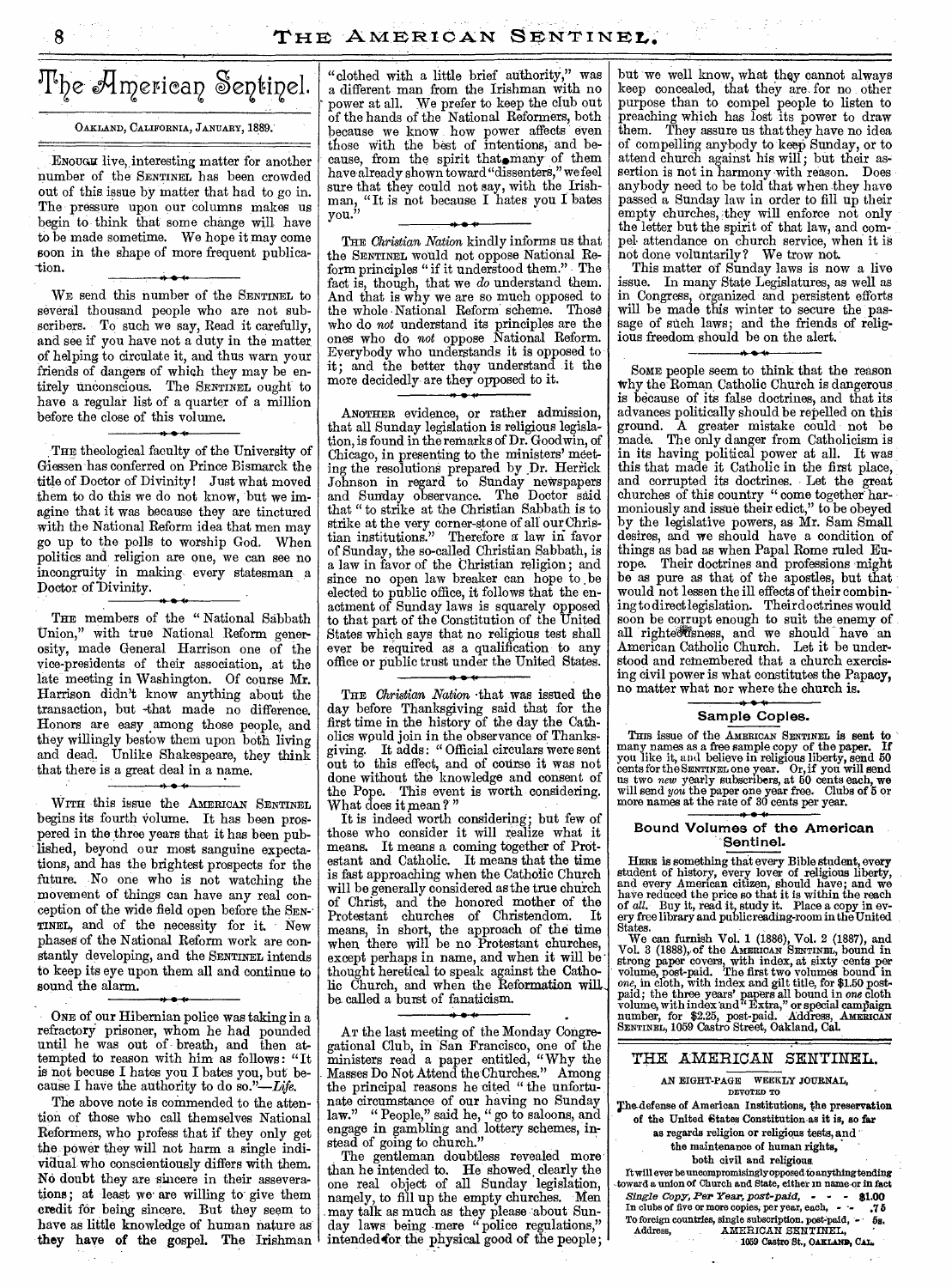# The American Sentinel.

OAKLAND, CALIFORNIA, JANUARY, 1889.

ENOUGH live, interesting matter for another number of the SENTINEL has been crowded out of this issue by matter that had to go in. The pressure upon our columns makes us begin to think that some change will have to be made sometime. We hope it may come soon in the shape of more frequent publication.

WE send this number of the SENTINEL to several thousand people who are not subscribers. To such we say, Read it carefully, and see if you have not a duty in the matter of helping to circulate it, and thus warn your friends of dangers of which they may be entirely unconscious. The SENTINEL ought to have a regular list of a quarter of a million before the close of this volume.

THE theological faculty of the University of Giessen has conferred on Prince Bismarck the title of Doctor of Divinity! Just what moved them to do this we do not know, but we imagine that it was because they are tinctured with the National Reform idea that men may go up to the polls to worship God. When politics and religion are one, we can see no incongruity in making every statesman a Doctor of Divinity.

THE members of the "National Sabbath Union," with true National Reform generosity, made General Harrison one of the vice-presidents of their association, at the late meeting in Washington. Of course Mr. Harrison didn't know anything about the transaction, but that made no difference. Honors are easy among those people, and they willingly bestow them upon both living and dead. Unlike Shakespeare, they think that there is a great deal in a name.

WITH this issue the AMERICAN SENTINEL begins its fourth volume. It has been prospered in the three years that it has been published, beyond our most sanguine expectations, and has the brightest prospects for the future. No one who is not watching the movement of things can have any real conception of the wide field open before the SENTINEL, and of the necessity for it. New phases of the National Reform work are constantly developing, and the SENTINEL intends to keep its eye upon them all and continue to sound the alarm.

ONE of our Hibernian police was taking in a refractory prisoner, whom he had pounded until he was out of breath, and then attempted to reason with him as follows: "It is not becuse I hates you I bates you, but because I have the authority to do so."—*Life.*

The above note is commended to the attention of those who call themselves National Reformers, who profess that if they only get the power they will not harm a single individual who conscientiously differs with them. No doubt they are sincere in their asseverations; at least we are willing to give them credit for being sincere. But they seem to have as little knowledge of human nature as they have of the gospel. The Irishman "clothed with a little brief authority," was a different man from the Irishman with no power at all. We prefer to keep the club out of the hands of the National Reformers, both because we know how power affects even those with the best of intentions, and because, from the spirit that many of them have already shown toward "dissenters," we feel sure that they could not say, with the Irishman, "It is not because I hates you I bates you."

THE *Christian Nation* kindly informs us that the SENTINEL would not oppose National Reform principles "if it understood them." The fact is, though, that we *do* understand them. And that is why we are so much opposed to the whole National Reform scheme. Those who do *not* understand its principles are the ones who do *not* oppose National Reform. Everybody who understands it is opposed to it; and the better they understand it the more decidedly are they opposed to it.

ANOTHER evidence, or rather admission, that all Sunday legislation is religious legislation, is found in the remarks of Dr. Goodwin, of Chicago, in presenting to the ministers' meeting the resolutions prepared by Dr. Herrick Johnson in regard to Sunday newspapers and Sunday observance. The Doctor said that "to strike at the Christian Sabbath is to strike at the very corner-stone of all our Christian institutions." Therefore a law in favor of Sunday, the so-called Christian Sabbath, is a law in favor of the Christian religion; and since no open law breaker can hope to be elected to public office, it follows that the enactment of Sunday laws is squarely opposed to that part of the Constitution of the United States which says that no religious test shall ever be required as a qualification to any office or public trust under the United States.

THE *Christian Nation* that was issued the day before Thanksgiving said that for the first time in the history of the day the Catholics would join in the observance of Thanksgiving. It adds: "Official circulars were sent out to this effect, and of course it was not done without the knowledge and consent of the Pope. This event is worth considering. What does it mean?"

It is indeed worth considering; but few of those who consider it will realize what it means. It means a coming together of Protestant and Catholic. It means that the time is fast approaching when the Catholic Church will be generally considered as the true church of Christ, and the honored mother of the Protestant churches of Christendom. It means, in short, the approach of the time when there will be no Protestant churches, except perhaps in name, and when it will be thought heretical to speak against the Catholic Church, and when the Reformation will be called a burst of fanaticism.

AT the last meeting of the Monday Congregational Club, in San Francisco, one of the ministers read a paper entitled, "Why the Masses Do Not Attend the Churches." Among the principal reasons he cited "the unfortunate circumstance of our having no Sunday law." "People," said he, "go to saloons, and engage in gambling and lottery schemes, instead of going to church."

The gentleman doubtless revealed more than he intended to. He showed clearly the one real object of all Sunday legislation, namely, to fill up the empty churches. Men may talk as much as they please about Sunday laws being mere "police regulations," intended for the physical good of the people; but we well know, what they cannot always keep concealed, that they are for no other purpose than to compel people to listen to preaching which has lost its power to draw them. They assure us that they have no idea of compelling anybody to keep Sunday, or to attend church against his will; but their assertion is not in harmony with reason. Does anybody need to be told that when they have passed a Sunday law in order to fill up their empty churches, they will enforce not only the letter but the spirit of that law, and compel attendance on church service, when it is not done voluntarily? We trow not.

This matter of Sunday laws is now a live issue. In many State Legislatures, as well as in Congress, organized and persistent efforts will be made this winter to secure the passage of such laws; and the friends of religious freedom should be on the alert.

SOME people seem to think that the reason why the Roman Catholic Church is dangerous is because of its false doctrines, and that its advances politically should be repelled on this ground. A greater mistake could not be made. The only danger from Catholicism is in its having political power at all. It was this that made it Catholic in the first place, and corrupted its doctrines. Let the great churches of this country "come together harmoniously and issue their edict," to be obeyed by the legislative powers, as Mr. Sam Small desires, and we should have a condition of things as bad as when Papal Rome ruled Europe. Their doctrines and professions might be as pure as that of the apostles, but that would not lessen the ill effects of their combining to direct legislation. Their doctrines would soon be corrupt enough to suit the enemy of all righteousness, and we should have an American Catholic Church. Let it be understood and remembered that a church exercising civil power is what constitutes the Papacy, no matter what nor where the church is.

### Sample Copies.

THIS issue of the AMERICAN SENTINEL is sent to many names as a free sample copy of the paper. If you like it, and believe in religious liberty, send 50 cents for the SENTINEL one year. Or, if you will send us two *new* yearly subscribers, at 50 cents each, we will send *you* the paper one year free. Clubs of 5 or more names at the rate of 30 cents per year.

### Bound Volumes of the American Sentinel.

HERE is something that every Bible student, every student of history, every lover of religious liberty, and every American citizen, should have; and we have reduced the price so that it is within the reach of *all*. Buy it, read it, study it. Place a copy in every free library and public reading-room in the United States.

We can furnish Vol. 1 (1886), Vol. 2 (1887), and Vol. 3 (1888), of the AMERICAN SENTINEL, bound in strong paper covers, with index, at sixty cents per volume, post-paid. The first two volumes bound in *one*, in cloth, with index and gilt title, for $1.50 post-paid; the three years' papers all bound in *one* cloth volume, with index and "Extra," or special campaign number, for $2.25, post-paid. Address, AMERICAN SENTINEL, 1059 Castro Street, Oakland, Cal.

## THE AMERICAN SENTINEL.

AN EIGHT-PAGE WEEKLY JOURNAL,
DEVOTED TO

The defense of American Institutions, the preservation of the United States Constitution as it is, so far as regards religion or religious tests, and the maintenance of human rights, both civil and religious.

It will ever be uncompromisingly opposed to anything tending toward a union of Church and State, either in name or in fact.

*Single Copy, Per Year, post-paid,* - - - $1.00
In clubs of five or more copies, per year, each, - - .75
To foreign countries, single subscription, post-paid, - 5s.

Address, AMERICAN SENTINEL,
1059 Castro St., OAKLAND, CAL.